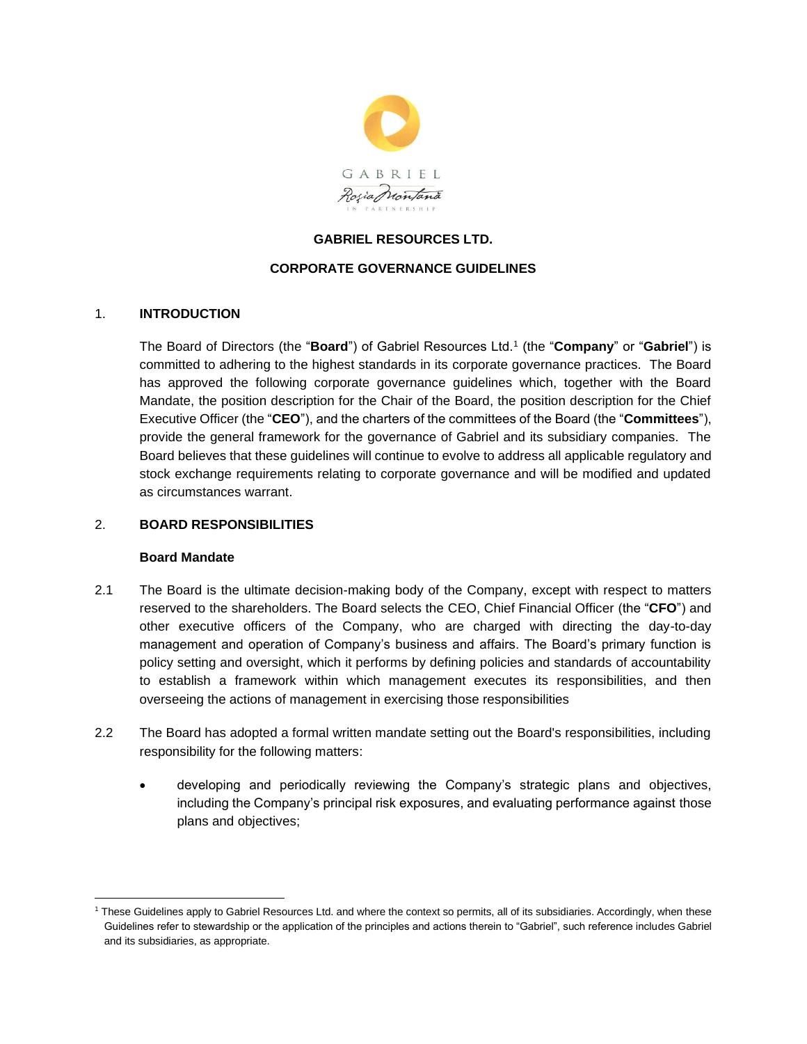**GABRIEL RESOURCES LTD.**

**CORPORATE GOVERNANCE GUIDELINES**

## 1. INTRODUCTION

The Board of Directors (the "**Board**") of Gabriel Resources Ltd.[1] (the "**Company**" or "**Gabriel**") is committed to adhering to the highest standards in its corporate governance practices. The Board has approved the following corporate governance guidelines which, together with the Board Mandate, the position description for the Chair of the Board, the position description for the Chief Executive Officer (the "**CEO**"), and the charters of the committees of the Board (the "**Committees**"), provide the general framework for the governance of Gabriel and its subsidiary companies. The Board believes that these guidelines will continue to evolve to address all applicable regulatory and stock exchange requirements relating to corporate governance and will be modified and updated as circumstances warrant.

## 2. BOARD RESPONSIBILITIES

### Board Mandate

2.1 The Board is the ultimate decision-making body of the Company, except with respect to matters reserved to the shareholders. The Board selects the CEO, Chief Financial Officer (the "**CFO**") and other executive officers of the Company, who are charged with directing the day-to-day management and operation of Company's business and affairs. The Board's primary function is policy setting and oversight, which it performs by defining policies and standards of accountability to establish a framework within which management executes its responsibilities, and then overseeing the actions of management in exercising those responsibilities

2.2 The Board has adopted a formal written mandate setting out the Board's responsibilities, including responsibility for the following matters:

- developing and periodically reviewing the Company's strategic plans and objectives, including the Company's principal risk exposures, and evaluating performance against those plans and objectives;

[1] These Guidelines apply to Gabriel Resources Ltd. and where the context so permits, all of its subsidiaries. Accordingly, when these Guidelines refer to stewardship or the application of the principles and actions therein to "Gabriel", such reference includes Gabriel and its subsidiaries, as appropriate.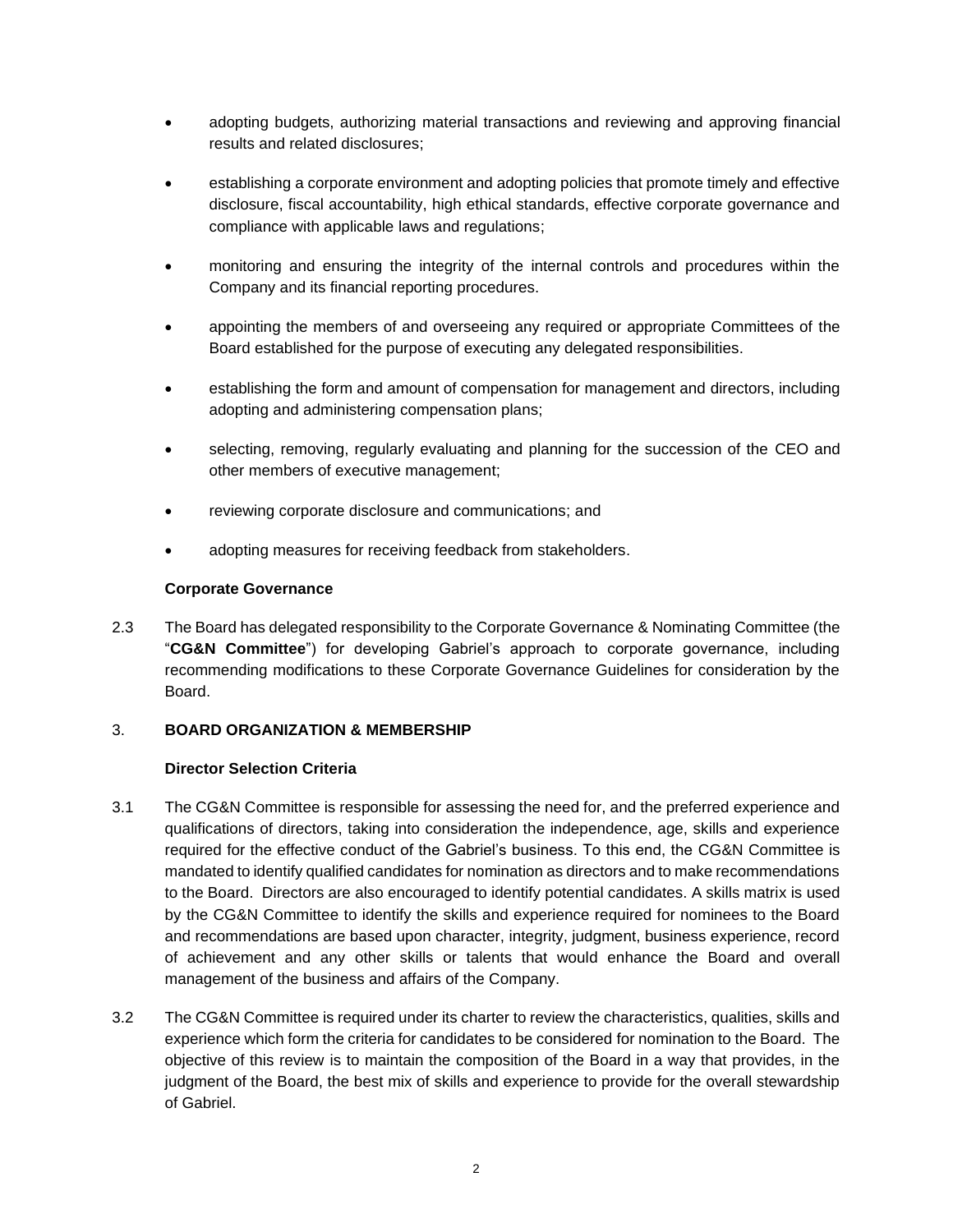- adopting budgets, authorizing material transactions and reviewing and approving financial results and related disclosures;
- establishing a corporate environment and adopting policies that promote timely and effective disclosure, fiscal accountability, high ethical standards, effective corporate governance and compliance with applicable laws and regulations;
- monitoring and ensuring the integrity of the internal controls and procedures within the Company and its financial reporting procedures.
- appointing the members of and overseeing any required or appropriate Committees of the Board established for the purpose of executing any delegated responsibilities.
- establishing the form and amount of compensation for management and directors, including adopting and administering compensation plans;
- selecting, removing, regularly evaluating and planning for the succession of the CEO and other members of executive management;
- reviewing corporate disclosure and communications; and
- adopting measures for receiving feedback from stakeholders.

**Corporate Governance**

2.3 The Board has delegated responsibility to the Corporate Governance & Nominating Committee (the "**CG&N Committee**") for developing Gabriel's approach to corporate governance, including recommending modifications to these Corporate Governance Guidelines for consideration by the Board.

## 3. BOARD ORGANIZATION & MEMBERSHIP

**Director Selection Criteria**

3.1 The CG&N Committee is responsible for assessing the need for, and the preferred experience and qualifications of directors, taking into consideration the independence, age, skills and experience required for the effective conduct of the Gabriel's business. To this end, the CG&N Committee is mandated to identify qualified candidates for nomination as directors and to make recommendations to the Board. Directors are also encouraged to identify potential candidates. A skills matrix is used by the CG&N Committee to identify the skills and experience required for nominees to the Board and recommendations are based upon character, integrity, judgment, business experience, record of achievement and any other skills or talents that would enhance the Board and overall management of the business and affairs of the Company.

3.2 The CG&N Committee is required under its charter to review the characteristics, qualities, skills and experience which form the criteria for candidates to be considered for nomination to the Board. The objective of this review is to maintain the composition of the Board in a way that provides, in the judgment of the Board, the best mix of skills and experience to provide for the overall stewardship of Gabriel.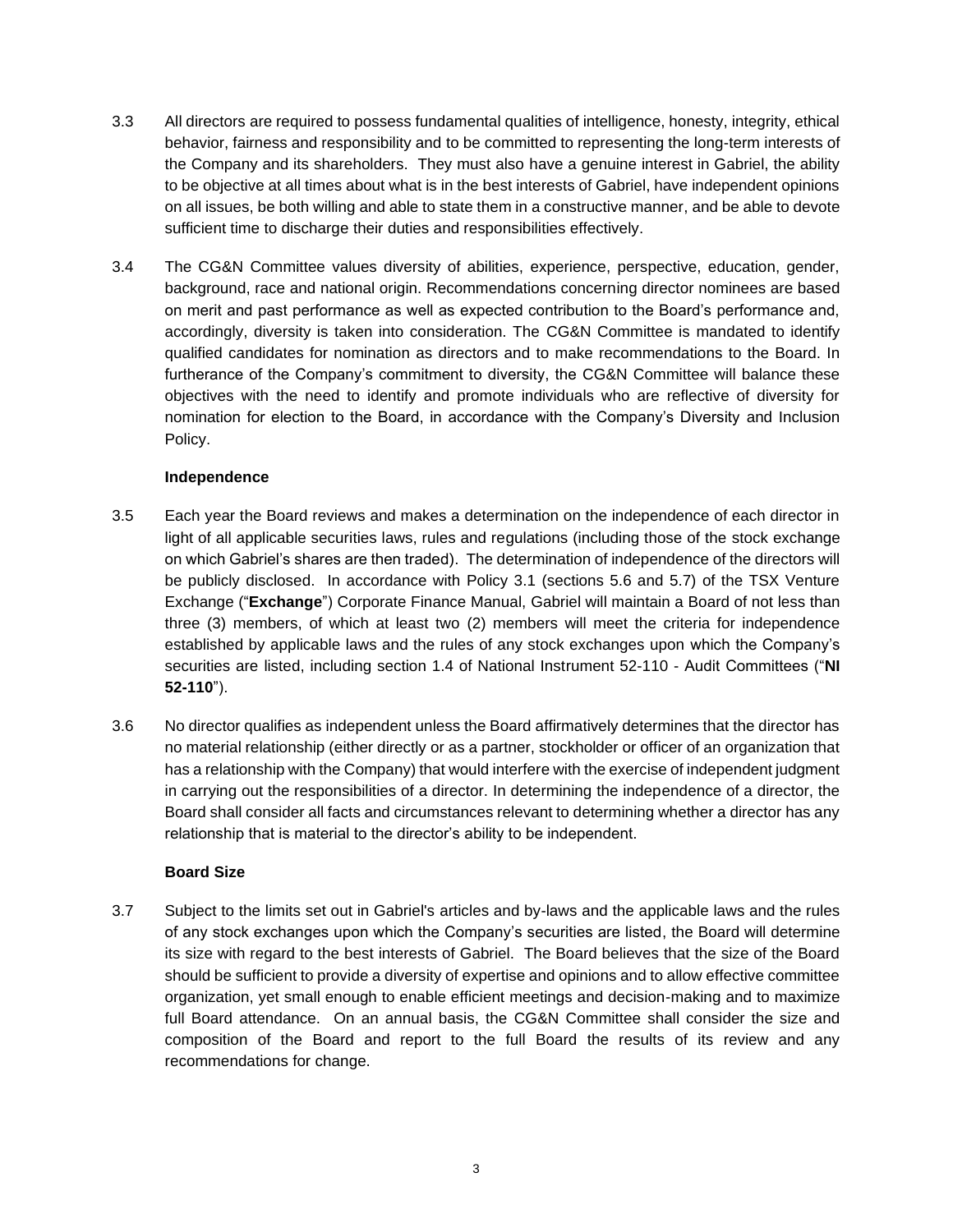3.3 All directors are required to possess fundamental qualities of intelligence, honesty, integrity, ethical behavior, fairness and responsibility and to be committed to representing the long-term interests of the Company and its shareholders. They must also have a genuine interest in Gabriel, the ability to be objective at all times about what is in the best interests of Gabriel, have independent opinions on all issues, be both willing and able to state them in a constructive manner, and be able to devote sufficient time to discharge their duties and responsibilities effectively.

3.4 The CG&N Committee values diversity of abilities, experience, perspective, education, gender, background, race and national origin. Recommendations concerning director nominees are based on merit and past performance as well as expected contribution to the Board's performance and, accordingly, diversity is taken into consideration. The CG&N Committee is mandated to identify qualified candidates for nomination as directors and to make recommendations to the Board. In furtherance of the Company's commitment to diversity, the CG&N Committee will balance these objectives with the need to identify and promote individuals who are reflective of diversity for nomination for election to the Board, in accordance with the Company's Diversity and Inclusion Policy.

**Independence**

3.5 Each year the Board reviews and makes a determination on the independence of each director in light of all applicable securities laws, rules and regulations (including those of the stock exchange on which Gabriel's shares are then traded). The determination of independence of the directors will be publicly disclosed. In accordance with Policy 3.1 (sections 5.6 and 5.7) of the TSX Venture Exchange ("**Exchange**") Corporate Finance Manual, Gabriel will maintain a Board of not less than three (3) members, of which at least two (2) members will meet the criteria for independence established by applicable laws and the rules of any stock exchanges upon which the Company's securities are listed, including section 1.4 of National Instrument 52-110 - Audit Committees ("**NI 52-110**").

3.6 No director qualifies as independent unless the Board affirmatively determines that the director has no material relationship (either directly or as a partner, stockholder or officer of an organization that has a relationship with the Company) that would interfere with the exercise of independent judgment in carrying out the responsibilities of a director. In determining the independence of a director, the Board shall consider all facts and circumstances relevant to determining whether a director has any relationship that is material to the director's ability to be independent.

**Board Size**

3.7 Subject to the limits set out in Gabriel's articles and by-laws and the applicable laws and the rules of any stock exchanges upon which the Company's securities are listed, the Board will determine its size with regard to the best interests of Gabriel. The Board believes that the size of the Board should be sufficient to provide a diversity of expertise and opinions and to allow effective committee organization, yet small enough to enable efficient meetings and decision-making and to maximize full Board attendance. On an annual basis, the CG&N Committee shall consider the size and composition of the Board and report to the full Board the results of its review and any recommendations for change.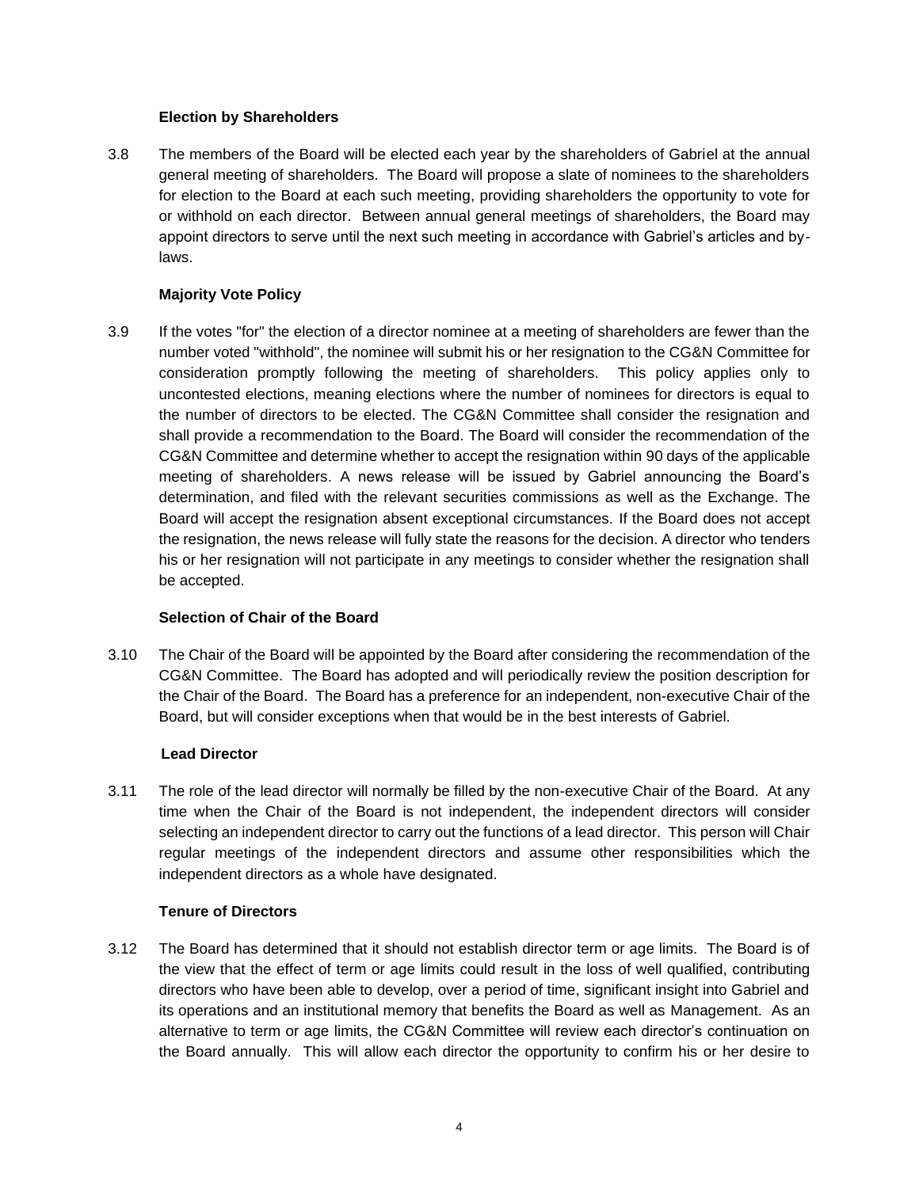**Election by Shareholders**

3.8 The members of the Board will be elected each year by the shareholders of Gabriel at the annual general meeting of shareholders. The Board will propose a slate of nominees to the shareholders for election to the Board at each such meeting, providing shareholders the opportunity to vote for or withhold on each director. Between annual general meetings of shareholders, the Board may appoint directors to serve until the next such meeting in accordance with Gabriel's articles and by-laws.

**Majority Vote Policy**

3.9 If the votes "for" the election of a director nominee at a meeting of shareholders are fewer than the number voted "withhold", the nominee will submit his or her resignation to the CG&N Committee for consideration promptly following the meeting of shareholders. This policy applies only to uncontested elections, meaning elections where the number of nominees for directors is equal to the number of directors to be elected. The CG&N Committee shall consider the resignation and shall provide a recommendation to the Board. The Board will consider the recommendation of the CG&N Committee and determine whether to accept the resignation within 90 days of the applicable meeting of shareholders. A news release will be issued by Gabriel announcing the Board's determination, and filed with the relevant securities commissions as well as the Exchange. The Board will accept the resignation absent exceptional circumstances. If the Board does not accept the resignation, the news release will fully state the reasons for the decision. A director who tenders his or her resignation will not participate in any meetings to consider whether the resignation shall be accepted.

**Selection of Chair of the Board**

3.10 The Chair of the Board will be appointed by the Board after considering the recommendation of the CG&N Committee. The Board has adopted and will periodically review the position description for the Chair of the Board. The Board has a preference for an independent, non-executive Chair of the Board, but will consider exceptions when that would be in the best interests of Gabriel.

**Lead Director**

3.11 The role of the lead director will normally be filled by the non-executive Chair of the Board. At any time when the Chair of the Board is not independent, the independent directors will consider selecting an independent director to carry out the functions of a lead director. This person will Chair regular meetings of the independent directors and assume other responsibilities which the independent directors as a whole have designated.

**Tenure of Directors**

3.12 The Board has determined that it should not establish director term or age limits. The Board is of the view that the effect of term or age limits could result in the loss of well qualified, contributing directors who have been able to develop, over a period of time, significant insight into Gabriel and its operations and an institutional memory that benefits the Board as well as Management. As an alternative to term or age limits, the CG&N Committee will review each director's continuation on the Board annually. This will allow each director the opportunity to confirm his or her desire to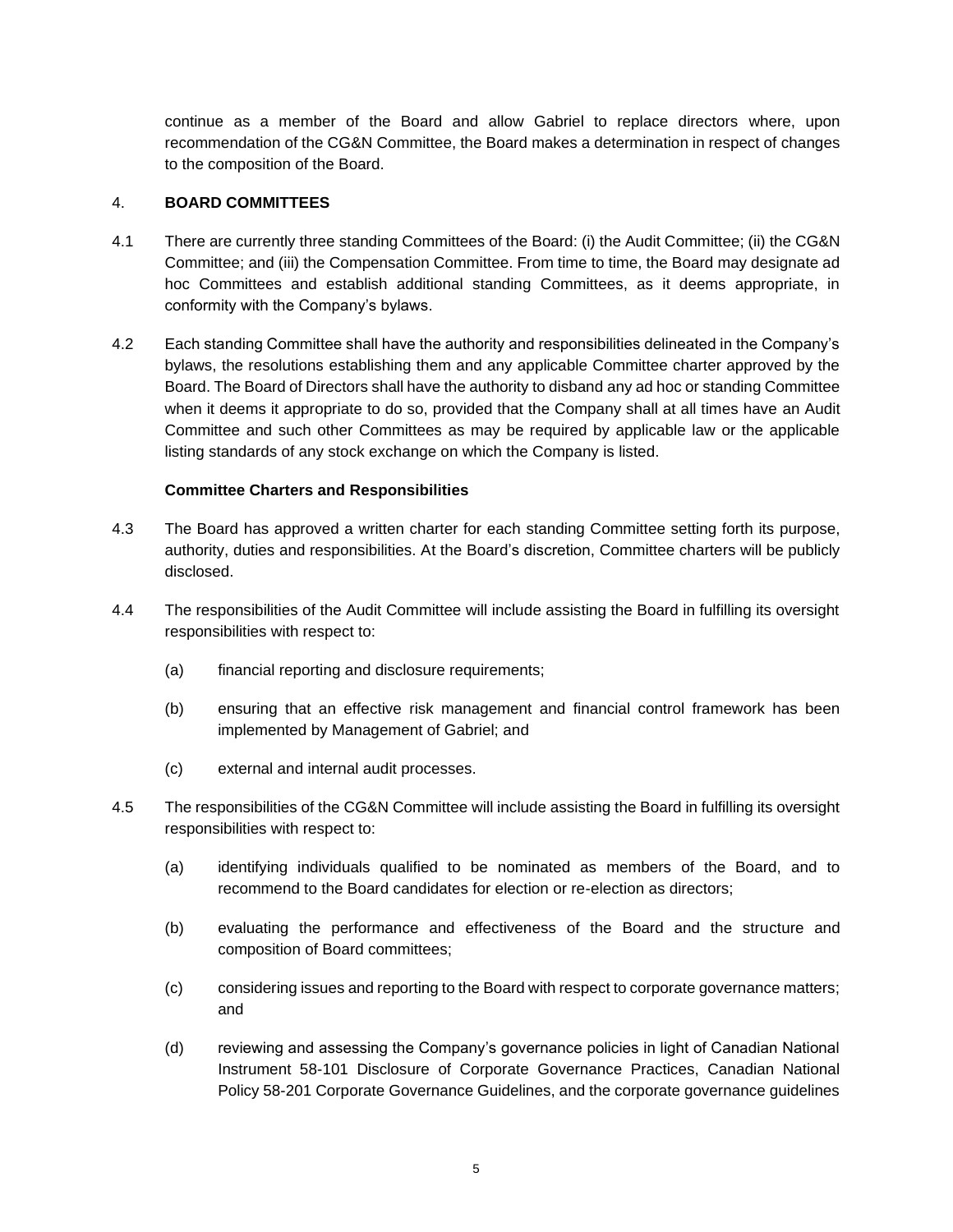continue as a member of the Board and allow Gabriel to replace directors where, upon recommendation of the CG&N Committee, the Board makes a determination in respect of changes to the composition of the Board.

## 4. BOARD COMMITTEES

4.1 There are currently three standing Committees of the Board: (i) the Audit Committee; (ii) the CG&N Committee; and (iii) the Compensation Committee. From time to time, the Board may designate ad hoc Committees and establish additional standing Committees, as it deems appropriate, in conformity with the Company's bylaws.

4.2 Each standing Committee shall have the authority and responsibilities delineated in the Company's bylaws, the resolutions establishing them and any applicable Committee charter approved by the Board. The Board of Directors shall have the authority to disband any ad hoc or standing Committee when it deems it appropriate to do so, provided that the Company shall at all times have an Audit Committee and such other Committees as may be required by applicable law or the applicable listing standards of any stock exchange on which the Company is listed.

### Committee Charters and Responsibilities

4.3 The Board has approved a written charter for each standing Committee setting forth its purpose, authority, duties and responsibilities. At the Board's discretion, Committee charters will be publicly disclosed.

4.4 The responsibilities of the Audit Committee will include assisting the Board in fulfilling its oversight responsibilities with respect to:

(a) financial reporting and disclosure requirements;

(b) ensuring that an effective risk management and financial control framework has been implemented by Management of Gabriel; and

(c) external and internal audit processes.

4.5 The responsibilities of the CG&N Committee will include assisting the Board in fulfilling its oversight responsibilities with respect to:

(a) identifying individuals qualified to be nominated as members of the Board, and to recommend to the Board candidates for election or re-election as directors;

(b) evaluating the performance and effectiveness of the Board and the structure and composition of Board committees;

(c) considering issues and reporting to the Board with respect to corporate governance matters; and

(d) reviewing and assessing the Company's governance policies in light of Canadian National Instrument 58-101 Disclosure of Corporate Governance Practices, Canadian National Policy 58-201 Corporate Governance Guidelines, and the corporate governance guidelines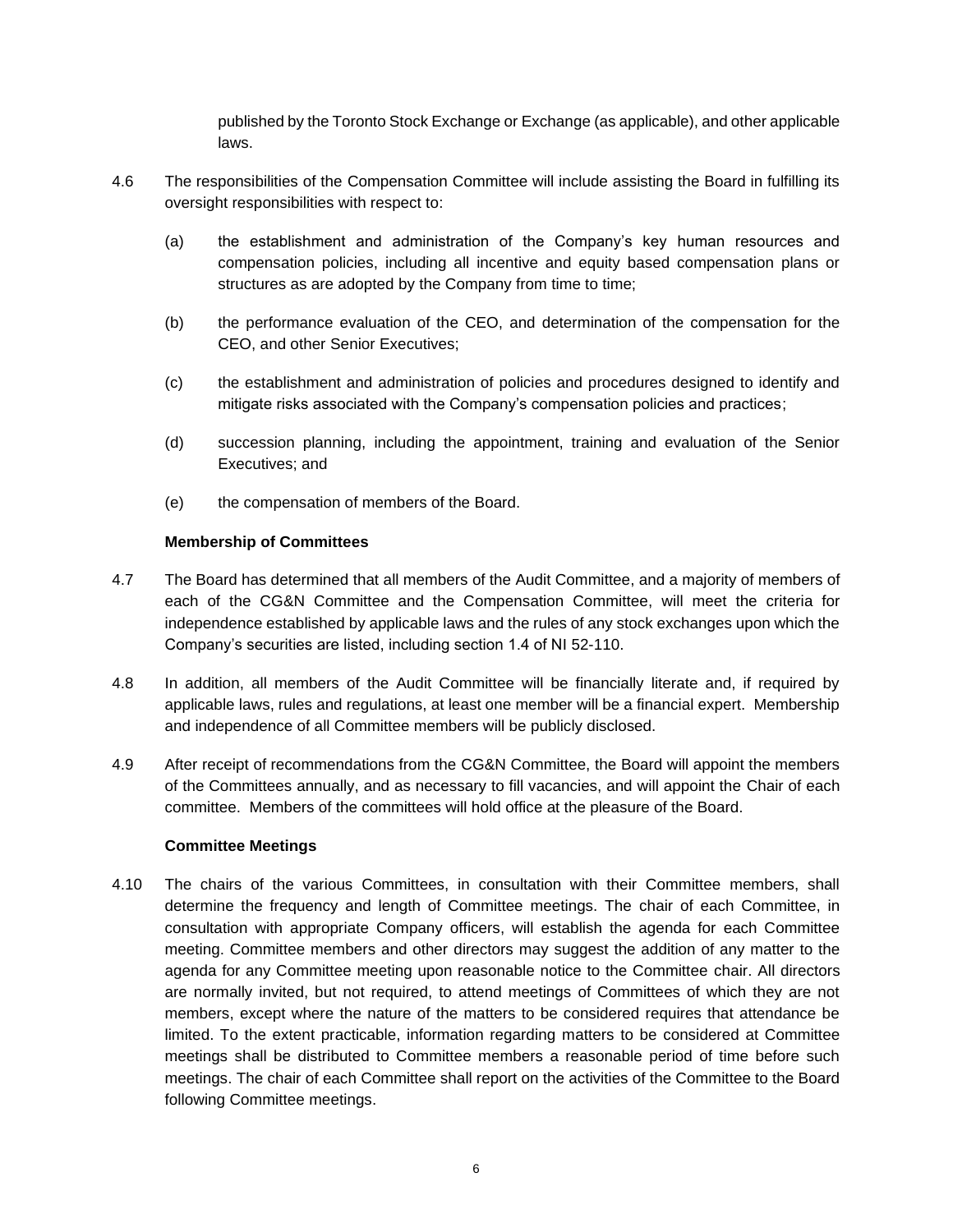published by the Toronto Stock Exchange or Exchange (as applicable), and other applicable laws.

4.6 The responsibilities of the Compensation Committee will include assisting the Board in fulfilling its oversight responsibilities with respect to:

(a) the establishment and administration of the Company's key human resources and compensation policies, including all incentive and equity based compensation plans or structures as are adopted by the Company from time to time;

(b) the performance evaluation of the CEO, and determination of the compensation for the CEO, and other Senior Executives;

(c) the establishment and administration of policies and procedures designed to identify and mitigate risks associated with the Company's compensation policies and practices;

(d) succession planning, including the appointment, training and evaluation of the Senior Executives; and

(e) the compensation of members of the Board.

**Membership of Committees**

4.7 The Board has determined that all members of the Audit Committee, and a majority of members of each of the CG&N Committee and the Compensation Committee, will meet the criteria for independence established by applicable laws and the rules of any stock exchanges upon which the Company's securities are listed, including section 1.4 of NI 52-110.

4.8 In addition, all members of the Audit Committee will be financially literate and, if required by applicable laws, rules and regulations, at least one member will be a financial expert. Membership and independence of all Committee members will be publicly disclosed.

4.9 After receipt of recommendations from the CG&N Committee, the Board will appoint the members of the Committees annually, and as necessary to fill vacancies, and will appoint the Chair of each committee. Members of the committees will hold office at the pleasure of the Board.

**Committee Meetings**

4.10 The chairs of the various Committees, in consultation with their Committee members, shall determine the frequency and length of Committee meetings. The chair of each Committee, in consultation with appropriate Company officers, will establish the agenda for each Committee meeting. Committee members and other directors may suggest the addition of any matter to the agenda for any Committee meeting upon reasonable notice to the Committee chair. All directors are normally invited, but not required, to attend meetings of Committees of which they are not members, except where the nature of the matters to be considered requires that attendance be limited. To the extent practicable, information regarding matters to be considered at Committee meetings shall be distributed to Committee members a reasonable period of time before such meetings. The chair of each Committee shall report on the activities of the Committee to the Board following Committee meetings.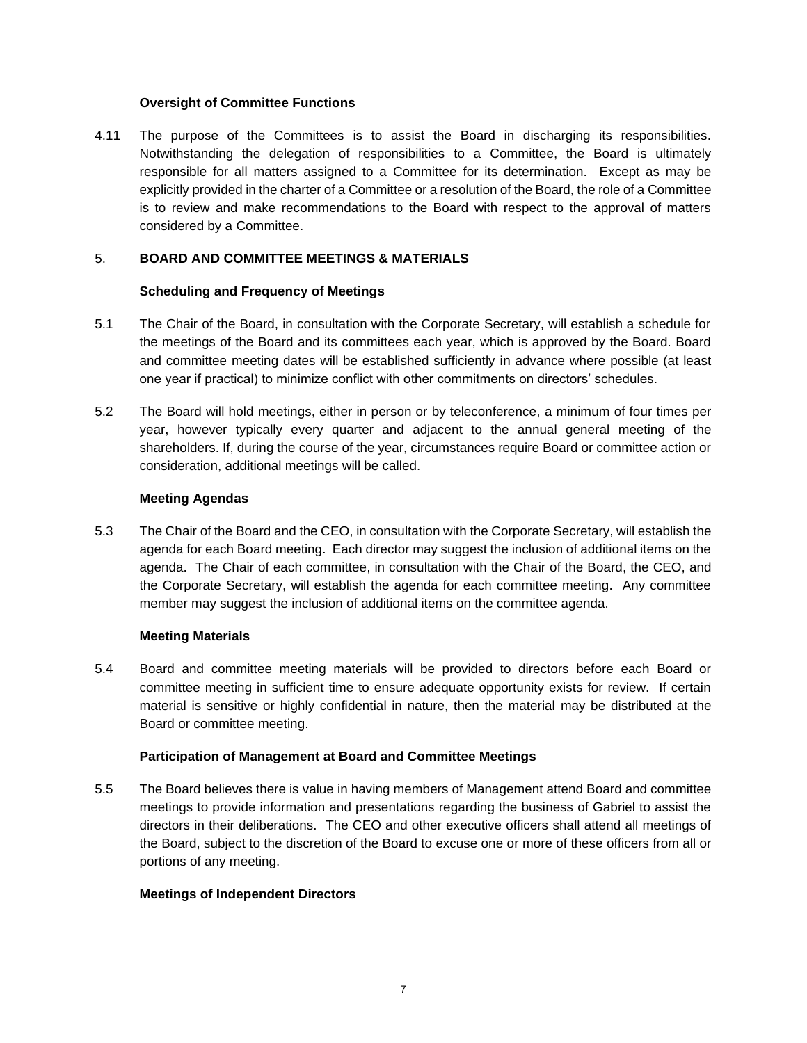### Oversight of Committee Functions

4.11 The purpose of the Committees is to assist the Board in discharging its responsibilities. Notwithstanding the delegation of responsibilities to a Committee, the Board is ultimately responsible for all matters assigned to a Committee for its determination. Except as may be explicitly provided in the charter of a Committee or a resolution of the Board, the role of a Committee is to review and make recommendations to the Board with respect to the approval of matters considered by a Committee.

## 5. BOARD AND COMMITTEE MEETINGS & MATERIALS

### Scheduling and Frequency of Meetings

5.1 The Chair of the Board, in consultation with the Corporate Secretary, will establish a schedule for the meetings of the Board and its committees each year, which is approved by the Board. Board and committee meeting dates will be established sufficiently in advance where possible (at least one year if practical) to minimize conflict with other commitments on directors' schedules.

5.2 The Board will hold meetings, either in person or by teleconference, a minimum of four times per year, however typically every quarter and adjacent to the annual general meeting of the shareholders. If, during the course of the year, circumstances require Board or committee action or consideration, additional meetings will be called.

### Meeting Agendas

5.3 The Chair of the Board and the CEO, in consultation with the Corporate Secretary, will establish the agenda for each Board meeting. Each director may suggest the inclusion of additional items on the agenda. The Chair of each committee, in consultation with the Chair of the Board, the CEO, and the Corporate Secretary, will establish the agenda for each committee meeting. Any committee member may suggest the inclusion of additional items on the committee agenda.

### Meeting Materials

5.4 Board and committee meeting materials will be provided to directors before each Board or committee meeting in sufficient time to ensure adequate opportunity exists for review. If certain material is sensitive or highly confidential in nature, then the material may be distributed at the Board or committee meeting.

### Participation of Management at Board and Committee Meetings

5.5 The Board believes there is value in having members of Management attend Board and committee meetings to provide information and presentations regarding the business of Gabriel to assist the directors in their deliberations. The CEO and other executive officers shall attend all meetings of the Board, subject to the discretion of the Board to excuse one or more of these officers from all or portions of any meeting.

### Meetings of Independent Directors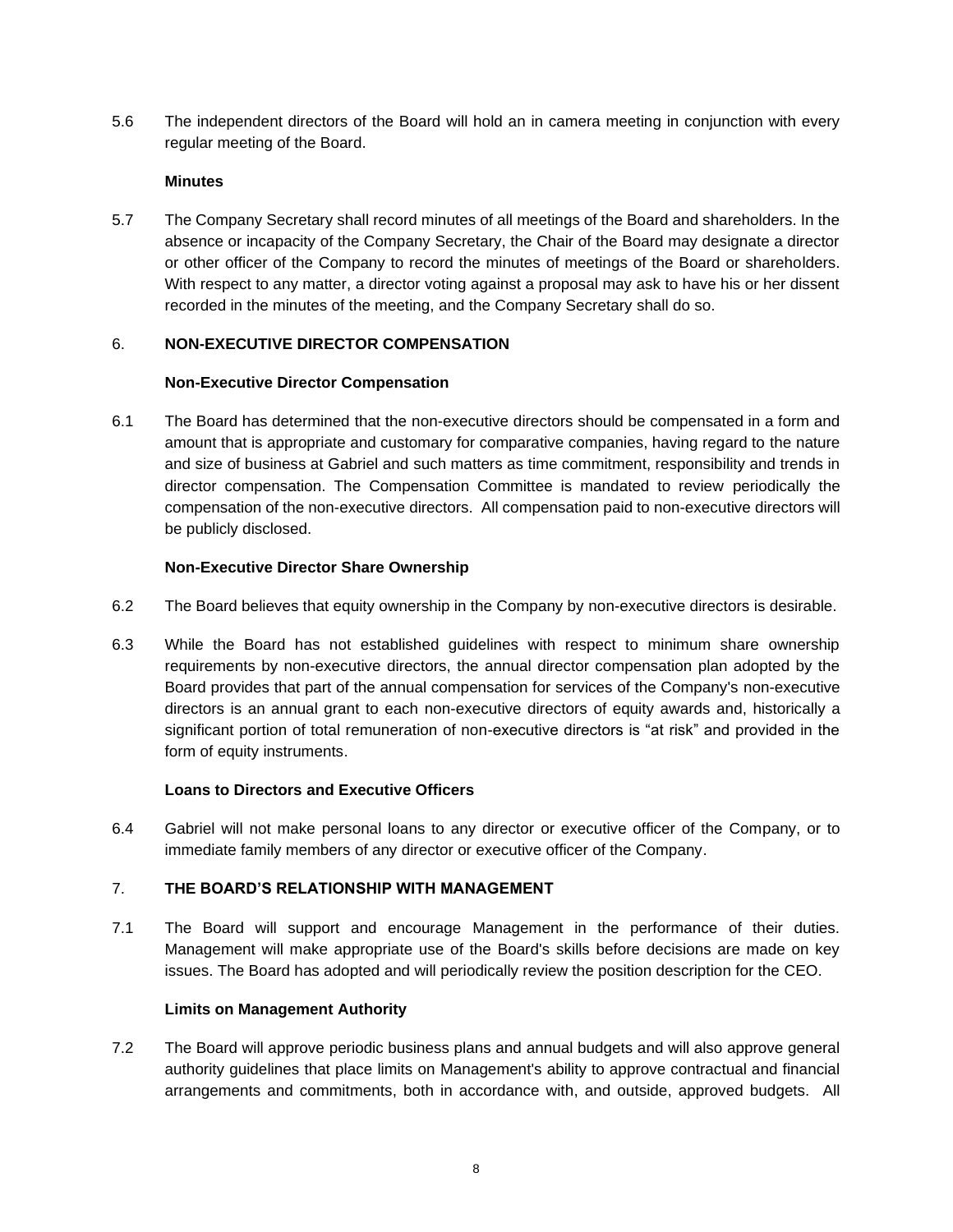5.6 The independent directors of the Board will hold an in camera meeting in conjunction with every regular meeting of the Board.

**Minutes**

5.7 The Company Secretary shall record minutes of all meetings of the Board and shareholders. In the absence or incapacity of the Company Secretary, the Chair of the Board may designate a director or other officer of the Company to record the minutes of meetings of the Board or shareholders. With respect to any matter, a director voting against a proposal may ask to have his or her dissent recorded in the minutes of the meeting, and the Company Secretary shall do so.

## 6. NON-EXECUTIVE DIRECTOR COMPENSATION

**Non-Executive Director Compensation**

6.1 The Board has determined that the non-executive directors should be compensated in a form and amount that is appropriate and customary for comparative companies, having regard to the nature and size of business at Gabriel and such matters as time commitment, responsibility and trends in director compensation. The Compensation Committee is mandated to review periodically the compensation of the non-executive directors. All compensation paid to non-executive directors will be publicly disclosed.

**Non-Executive Director Share Ownership**

6.2 The Board believes that equity ownership in the Company by non-executive directors is desirable.

6.3 While the Board has not established guidelines with respect to minimum share ownership requirements by non-executive directors, the annual director compensation plan adopted by the Board provides that part of the annual compensation for services of the Company's non-executive directors is an annual grant to each non-executive directors of equity awards and, historically a significant portion of total remuneration of non-executive directors is "at risk" and provided in the form of equity instruments.

**Loans to Directors and Executive Officers**

6.4 Gabriel will not make personal loans to any director or executive officer of the Company, or to immediate family members of any director or executive officer of the Company.

## 7. THE BOARD'S RELATIONSHIP WITH MANAGEMENT

7.1 The Board will support and encourage Management in the performance of their duties. Management will make appropriate use of the Board's skills before decisions are made on key issues. The Board has adopted and will periodically review the position description for the CEO.

**Limits on Management Authority**

7.2 The Board will approve periodic business plans and annual budgets and will also approve general authority guidelines that place limits on Management's ability to approve contractual and financial arrangements and commitments, both in accordance with, and outside, approved budgets. All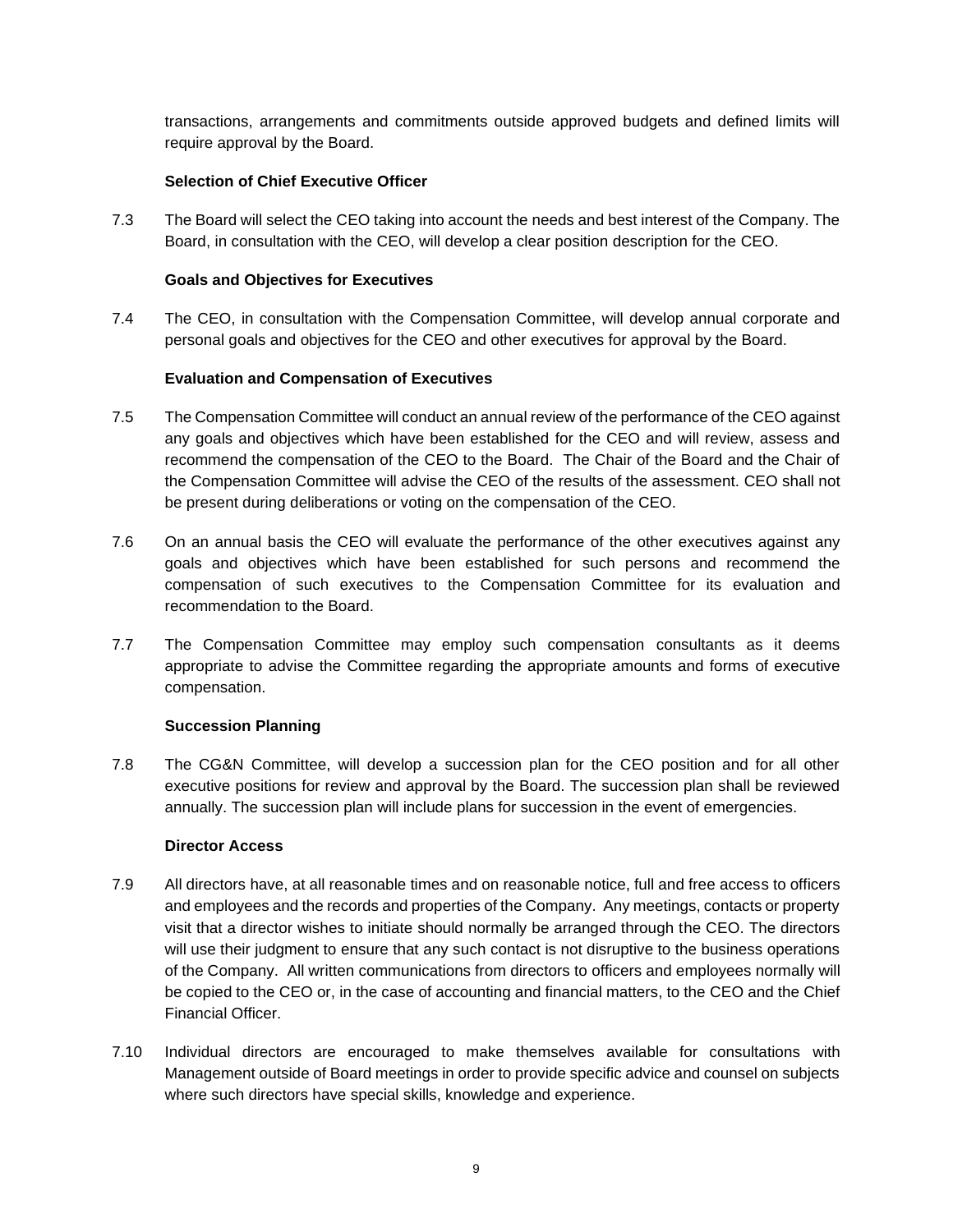transactions, arrangements and commitments outside approved budgets and defined limits will require approval by the Board.

**Selection of Chief Executive Officer**

7.3 The Board will select the CEO taking into account the needs and best interest of the Company. The Board, in consultation with the CEO, will develop a clear position description for the CEO.

**Goals and Objectives for Executives**

7.4 The CEO, in consultation with the Compensation Committee, will develop annual corporate and personal goals and objectives for the CEO and other executives for approval by the Board.

**Evaluation and Compensation of Executives**

7.5 The Compensation Committee will conduct an annual review of the performance of the CEO against any goals and objectives which have been established for the CEO and will review, assess and recommend the compensation of the CEO to the Board. The Chair of the Board and the Chair of the Compensation Committee will advise the CEO of the results of the assessment. CEO shall not be present during deliberations or voting on the compensation of the CEO.

7.6 On an annual basis the CEO will evaluate the performance of the other executives against any goals and objectives which have been established for such persons and recommend the compensation of such executives to the Compensation Committee for its evaluation and recommendation to the Board.

7.7 The Compensation Committee may employ such compensation consultants as it deems appropriate to advise the Committee regarding the appropriate amounts and forms of executive compensation.

**Succession Planning**

7.8 The CG&N Committee, will develop a succession plan for the CEO position and for all other executive positions for review and approval by the Board. The succession plan shall be reviewed annually. The succession plan will include plans for succession in the event of emergencies.

**Director Access**

7.9 All directors have, at all reasonable times and on reasonable notice, full and free access to officers and employees and the records and properties of the Company. Any meetings, contacts or property visit that a director wishes to initiate should normally be arranged through the CEO. The directors will use their judgment to ensure that any such contact is not disruptive to the business operations of the Company. All written communications from directors to officers and employees normally will be copied to the CEO or, in the case of accounting and financial matters, to the CEO and the Chief Financial Officer.

7.10 Individual directors are encouraged to make themselves available for consultations with Management outside of Board meetings in order to provide specific advice and counsel on subjects where such directors have special skills, knowledge and experience.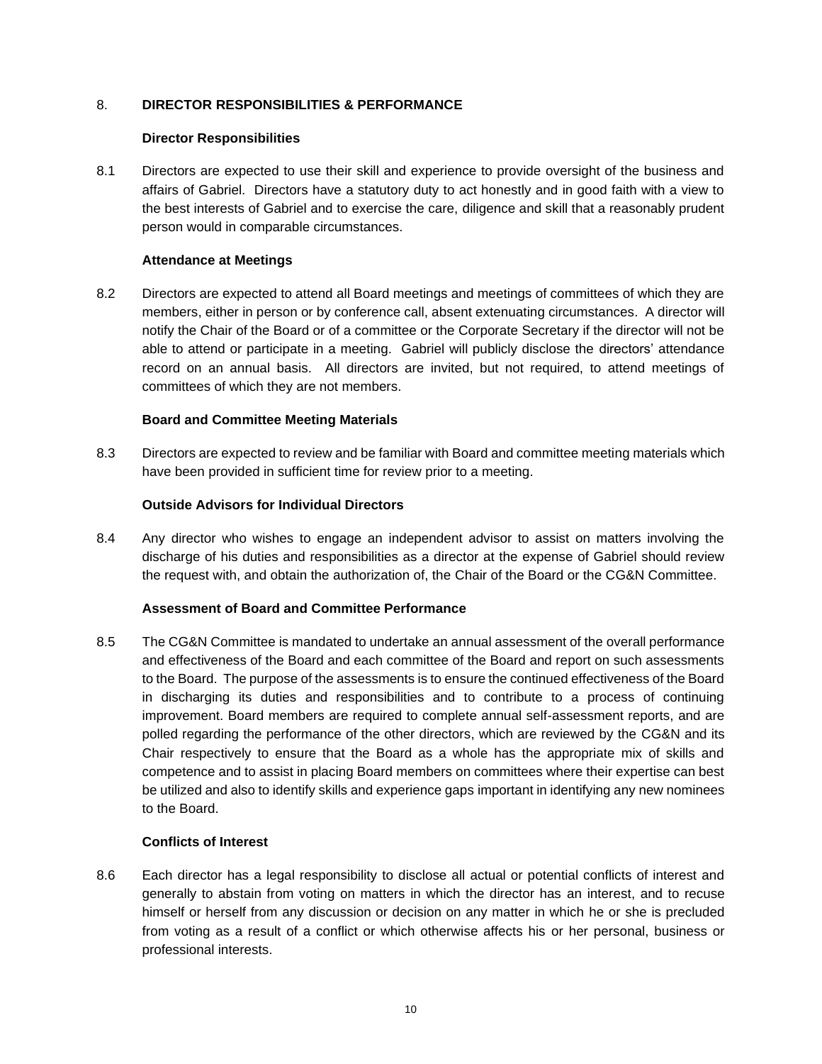## 8. DIRECTOR RESPONSIBILITIES & PERFORMANCE

### Director Responsibilities

8.1 Directors are expected to use their skill and experience to provide oversight of the business and affairs of Gabriel. Directors have a statutory duty to act honestly and in good faith with a view to the best interests of Gabriel and to exercise the care, diligence and skill that a reasonably prudent person would in comparable circumstances.

### Attendance at Meetings

8.2 Directors are expected to attend all Board meetings and meetings of committees of which they are members, either in person or by conference call, absent extenuating circumstances. A director will notify the Chair of the Board or of a committee or the Corporate Secretary if the director will not be able to attend or participate in a meeting. Gabriel will publicly disclose the directors' attendance record on an annual basis. All directors are invited, but not required, to attend meetings of committees of which they are not members.

### Board and Committee Meeting Materials

8.3 Directors are expected to review and be familiar with Board and committee meeting materials which have been provided in sufficient time for review prior to a meeting.

### Outside Advisors for Individual Directors

8.4 Any director who wishes to engage an independent advisor to assist on matters involving the discharge of his duties and responsibilities as a director at the expense of Gabriel should review the request with, and obtain the authorization of, the Chair of the Board or the CG&N Committee.

### Assessment of Board and Committee Performance

8.5 The CG&N Committee is mandated to undertake an annual assessment of the overall performance and effectiveness of the Board and each committee of the Board and report on such assessments to the Board. The purpose of the assessments is to ensure the continued effectiveness of the Board in discharging its duties and responsibilities and to contribute to a process of continuing improvement. Board members are required to complete annual self-assessment reports, and are polled regarding the performance of the other directors, which are reviewed by the CG&N and its Chair respectively to ensure that the Board as a whole has the appropriate mix of skills and competence and to assist in placing Board members on committees where their expertise can best be utilized and also to identify skills and experience gaps important in identifying any new nominees to the Board.

### Conflicts of Interest

8.6 Each director has a legal responsibility to disclose all actual or potential conflicts of interest and generally to abstain from voting on matters in which the director has an interest, and to recuse himself or herself from any discussion or decision on any matter in which he or she is precluded from voting as a result of a conflict or which otherwise affects his or her personal, business or professional interests.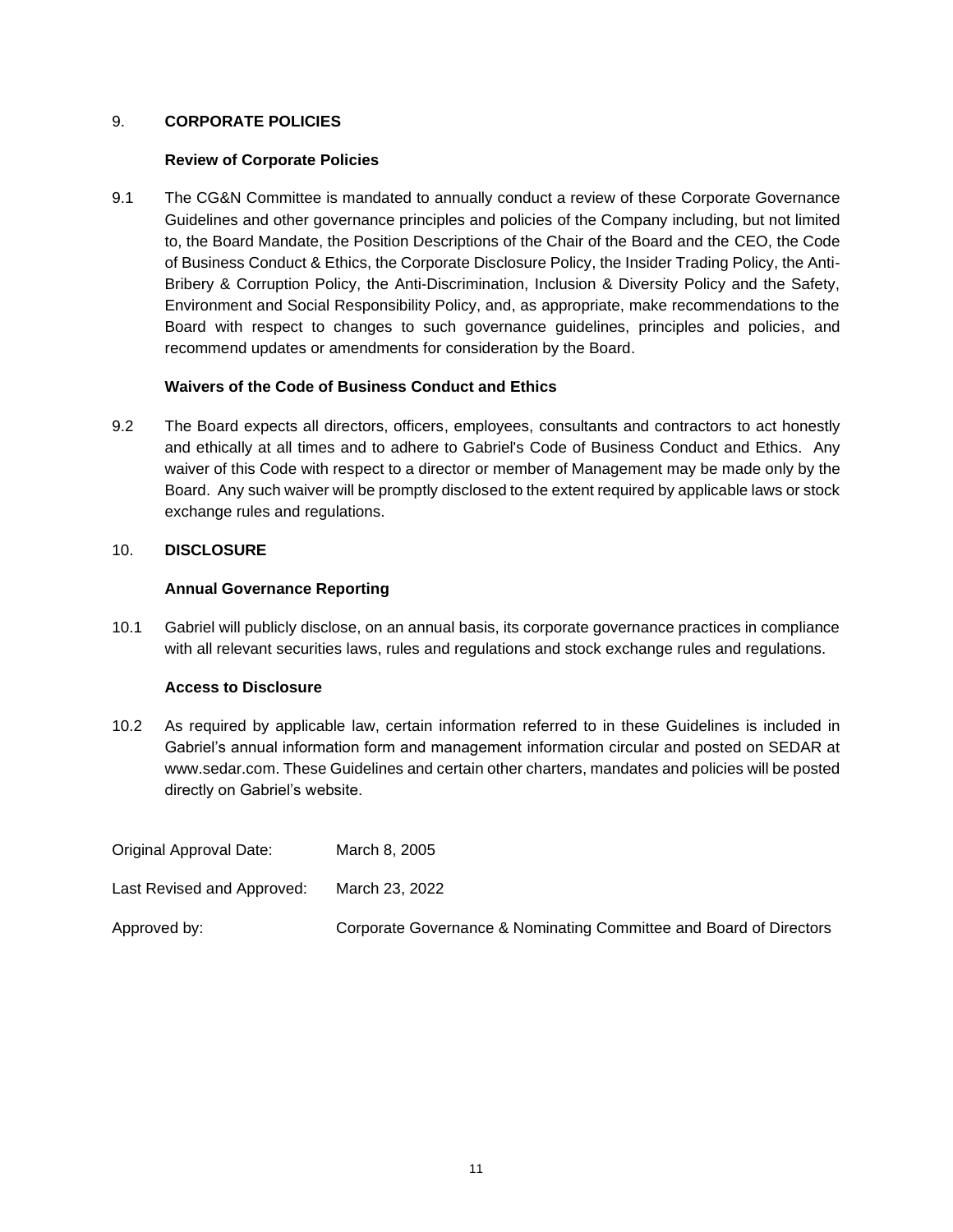## 9. CORPORATE POLICIES

### Review of Corporate Policies

9.1 The CG&N Committee is mandated to annually conduct a review of these Corporate Governance Guidelines and other governance principles and policies of the Company including, but not limited to, the Board Mandate, the Position Descriptions of the Chair of the Board and the CEO, the Code of Business Conduct & Ethics, the Corporate Disclosure Policy, the Insider Trading Policy, the Anti-Bribery & Corruption Policy, the Anti-Discrimination, Inclusion & Diversity Policy and the Safety, Environment and Social Responsibility Policy, and, as appropriate, make recommendations to the Board with respect to changes to such governance guidelines, principles and policies, and recommend updates or amendments for consideration by the Board.

### Waivers of the Code of Business Conduct and Ethics

9.2 The Board expects all directors, officers, employees, consultants and contractors to act honestly and ethically at all times and to adhere to Gabriel's Code of Business Conduct and Ethics. Any waiver of this Code with respect to a director or member of Management may be made only by the Board. Any such waiver will be promptly disclosed to the extent required by applicable laws or stock exchange rules and regulations.

## 10. DISCLOSURE

### Annual Governance Reporting

10.1 Gabriel will publicly disclose, on an annual basis, its corporate governance practices in compliance with all relevant securities laws, rules and regulations and stock exchange rules and regulations.

### Access to Disclosure

10.2 As required by applicable law, certain information referred to in these Guidelines is included in Gabriel's annual information form and management information circular and posted on SEDAR at www.sedar.com. These Guidelines and certain other charters, mandates and policies will be posted directly on Gabriel's website.

| | |
|---|---|
| Original Approval Date: | March 8, 2005 |
| Last Revised and Approved: | March 23, 2022 |
| Approved by: | Corporate Governance & Nominating Committee and Board of Directors |